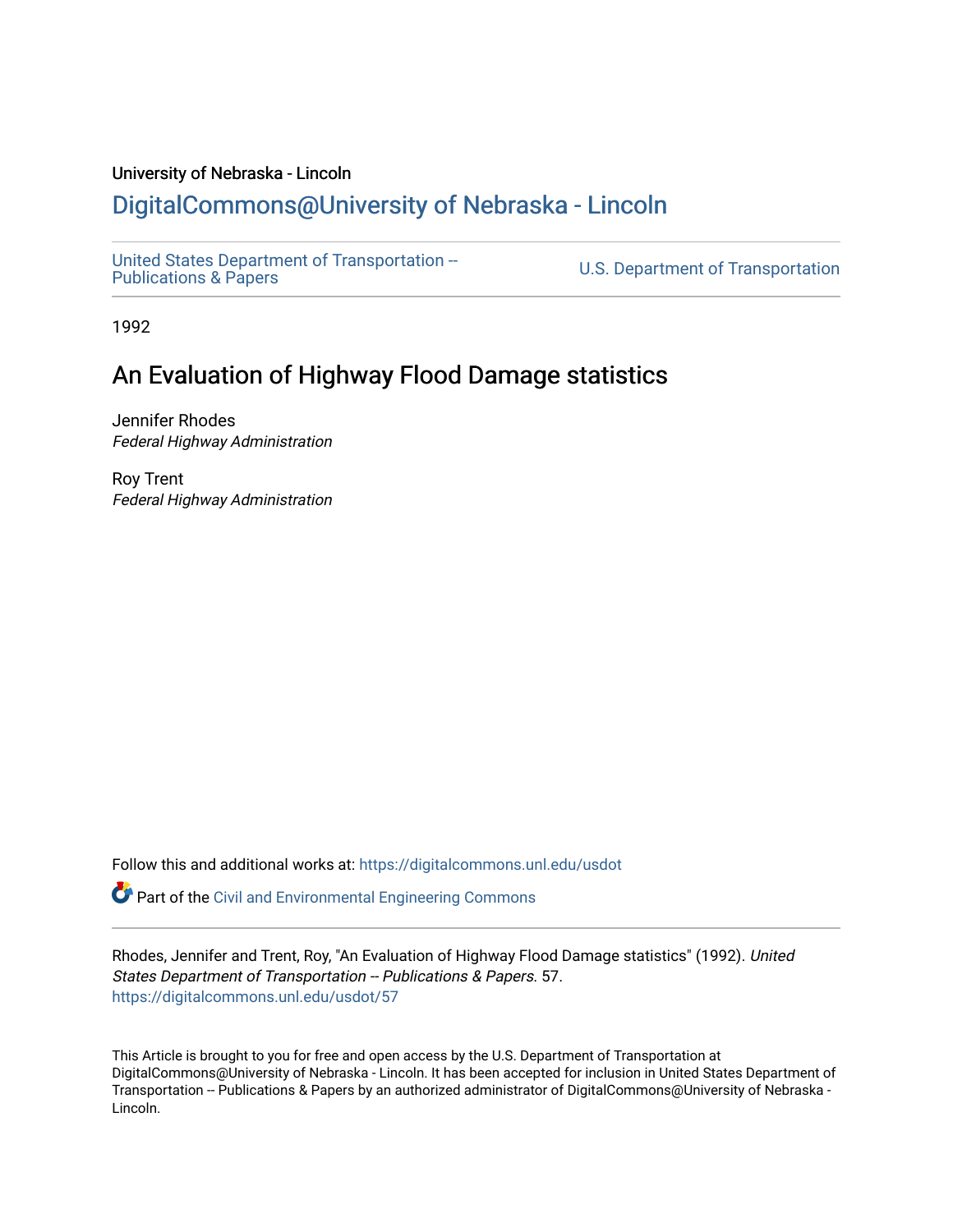University of Nebraska - Lincoln

## DigitalCommons@University of Nebraska - Lincoln

United States Department of Transportation -- Publications & Papers | U.S. Department of Transportation

1992

# An Evaluation of Highway Flood Damage statistics

Jennifer Rhodes
*Federal Highway Administration*

Roy Trent
*Federal Highway Administration*

Follow this and additional works at: https://digitalcommons.unl.edu/usdot

Part of the Civil and Environmental Engineering Commons

Rhodes, Jennifer and Trent, Roy, "An Evaluation of Highway Flood Damage statistics" (1992). *United States Department of Transportation -- Publications & Papers*. 57.
https://digitalcommons.unl.edu/usdot/57

This Article is brought to you for free and open access by the U.S. Department of Transportation at DigitalCommons@University of Nebraska - Lincoln. It has been accepted for inclusion in United States Department of Transportation -- Publications & Papers by an authorized administrator of DigitalCommons@University of Nebraska - Lincoln.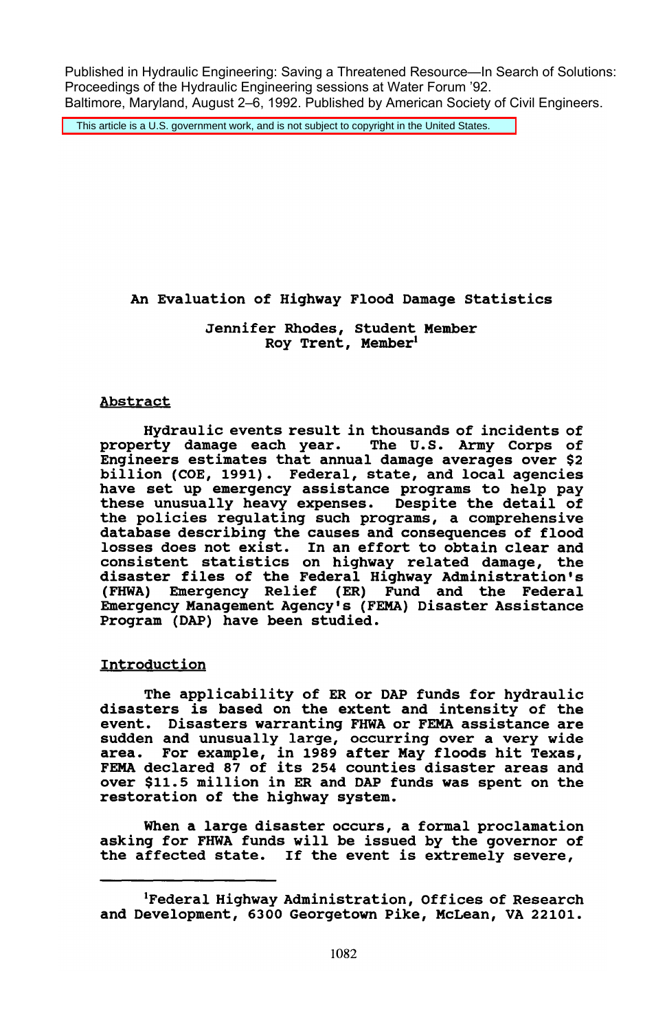Published in Hydraulic Engineering: Saving a Threatened Resource—In Search of Solutions: Proceedings of the Hydraulic Engineering sessions at Water Forum '92. Baltimore, Maryland, August 2–6, 1992. Published by American Society of Civil Engineers.

This article is a U.S. government work, and is not subject to copyright in the United States.

# An Evaluation of Highway Flood Damage Statistics

Jennifer Rhodes, Student Member
Roy Trent, Member[1]

## Abstract

Hydraulic events result in thousands of incidents of property damage each year. The U.S. Army Corps of Engineers estimates that annual damage averages over $2 billion (COE, 1991). Federal, state, and local agencies have set up emergency assistance programs to help pay these unusually heavy expenses. Despite the detail of the policies regulating such programs, a comprehensive database describing the causes and consequences of flood losses does not exist. In an effort to obtain clear and consistent statistics on highway related damage, the disaster files of the Federal Highway Administration's (FHWA) Emergency Relief (ER) Fund and the Federal Emergency Management Agency's (FEMA) Disaster Assistance Program (DAP) have been studied.

## Introduction

The applicability of ER or DAP funds for hydraulic disasters is based on the extent and intensity of the event. Disasters warranting FHWA or FEMA assistance are sudden and unusually large, occurring over a very wide area. For example, in 1989 after May floods hit Texas, FEMA declared 87 of its 254 counties disaster areas and over $11.5 million in ER and DAP funds was spent on the restoration of the highway system.

When a large disaster occurs, a formal proclamation asking for FHWA funds will be issued by the governor of the affected state. If the event is extremely severe,

---

[1]Federal Highway Administration, Offices of Research and Development, 6300 Georgetown Pike, McLean, VA 22101.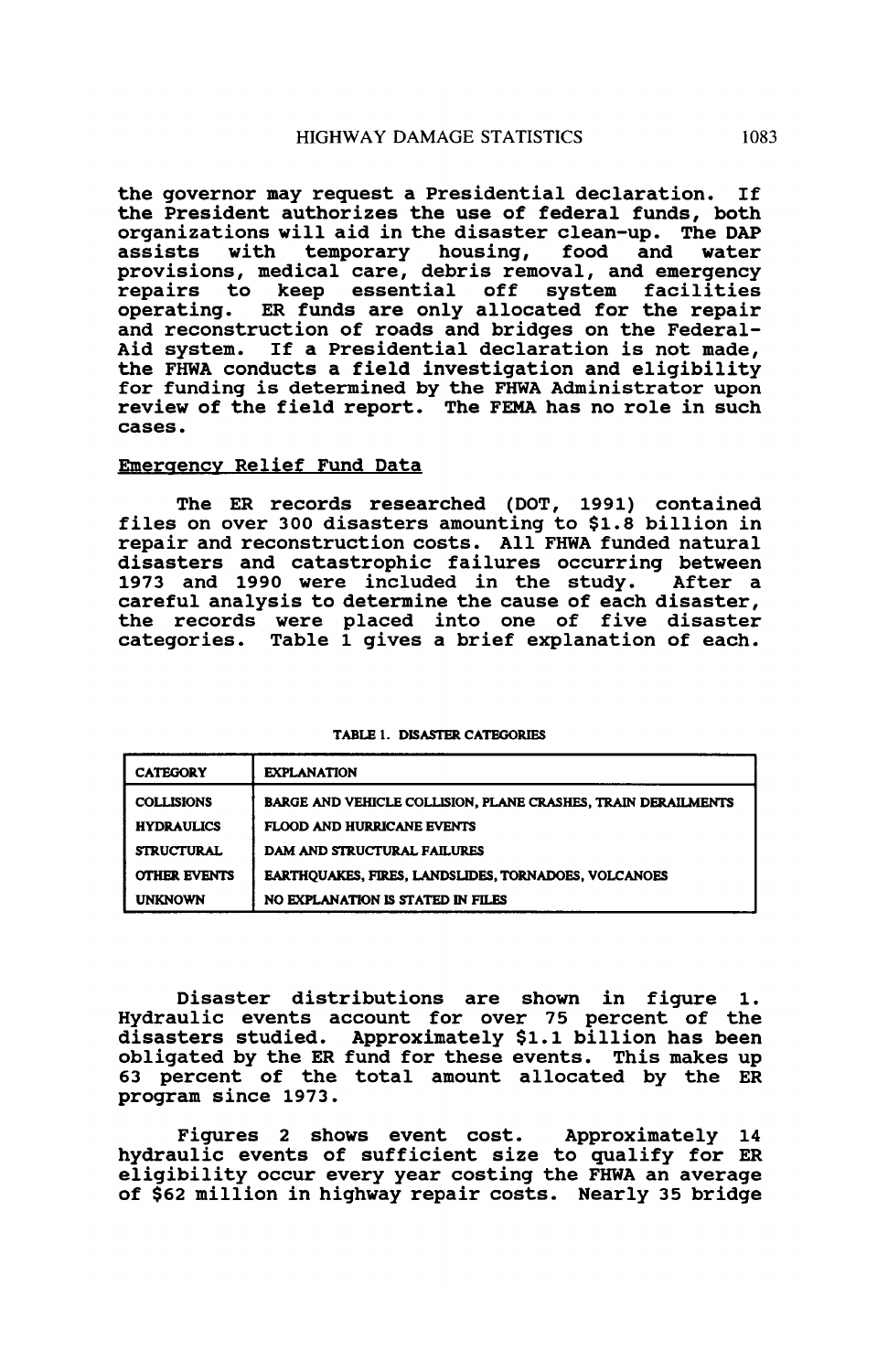the governor may request a Presidential declaration. If the President authorizes the use of federal funds, both organizations will aid in the disaster clean-up. The DAP assists with temporary housing, food and water provisions, medical care, debris removal, and emergency repairs to keep essential off system facilities operating. ER funds are only allocated for the repair and reconstruction of roads and bridges on the Federal-Aid system. If a Presidential declaration is not made, the FHWA conducts a field investigation and eligibility for funding is determined by the FHWA Administrator upon review of the field report. The FEMA has no role in such cases.

## Emergency Relief Fund Data

The ER records researched (DOT, 1991) contained files on over 300 disasters amounting to $1.8 billion in repair and reconstruction costs. All FHWA funded natural disasters and catastrophic failures occurring between 1973 and 1990 were included in the study. After a careful analysis to determine the cause of each disaster, the records were placed into one of five disaster categories. Table 1 gives a brief explanation of each.

TABLE 1. DISASTER CATEGORIES

| CATEGORY | EXPLANATION |
|---|---|
| COLLISIONS | BARGE AND VEHICLE COLLISION, PLANE CRASHES, TRAIN DERAILMENTS |
| HYDRAULICS | FLOOD AND HURRICANE EVENTS |
| STRUCTURAL | DAM AND STRUCTURAL FAILURES |
| OTHER EVENTS | EARTHQUAKES, FIRES, LANDSLIDES, TORNADOES, VOLCANOES |
| UNKNOWN | NO EXPLANATION IS STATED IN FILES |

Disaster distributions are shown in figure 1. Hydraulic events account for over 75 percent of the disasters studied. Approximately $1.1 billion has been obligated by the ER fund for these events. This makes up 63 percent of the total amount allocated by the ER program since 1973.

Figures 2 shows event cost. Approximately 14 hydraulic events of sufficient size to qualify for ER eligibility occur every year costing the FHWA an average of $62 million in highway repair costs. Nearly 35 bridge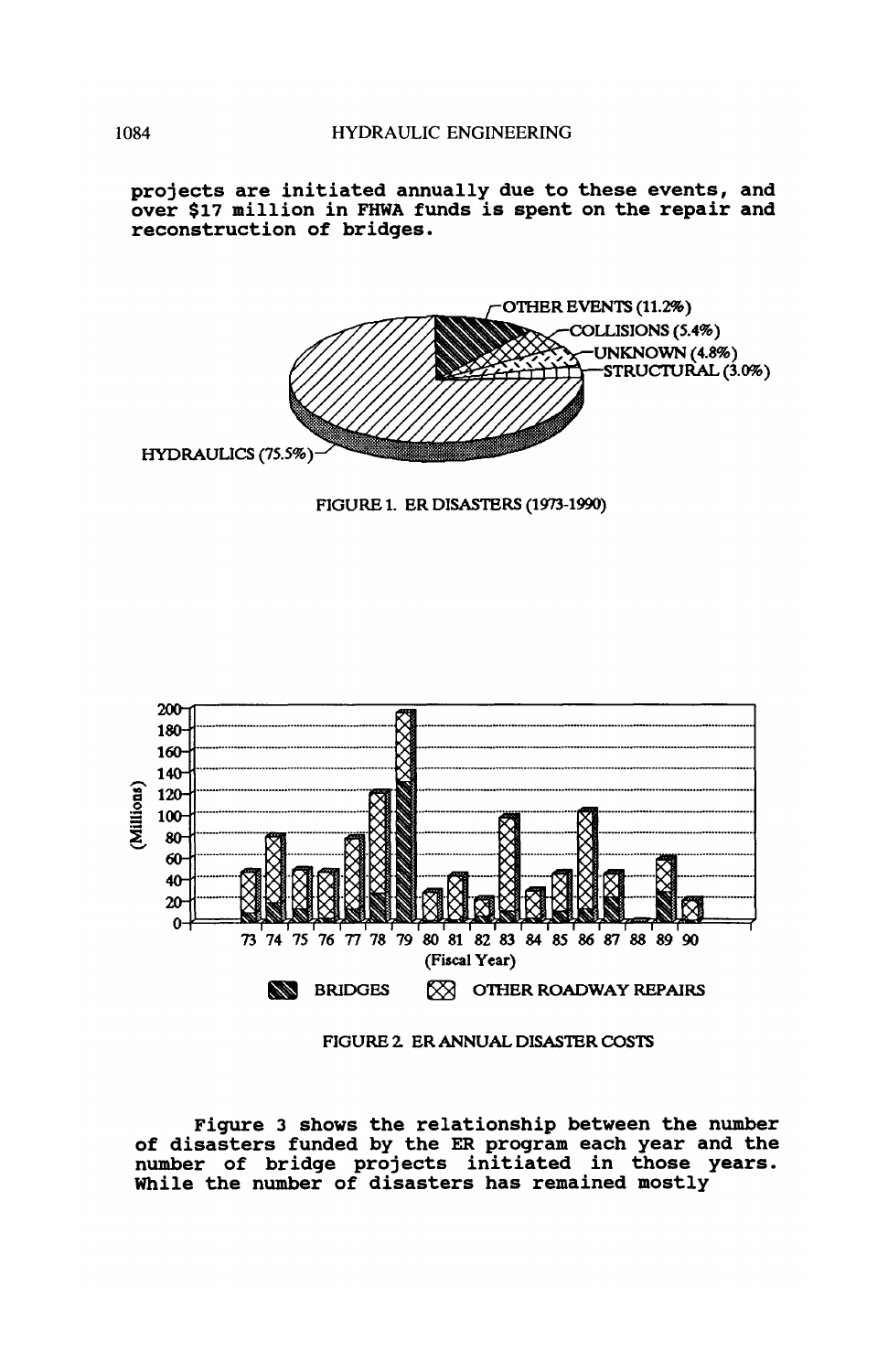projects are initiated annually due to these events, and over $17 million in FHWA funds is spent on the repair and reconstruction of bridges.

FIGURE 1. ER DISASTERS (1973-1990)

FIGURE 2. ER ANNUAL DISASTER COSTS

Figure 3 shows the relationship between the number of disasters funded by the ER program each year and the number of bridge projects initiated in those years. While the number of disasters has remained mostly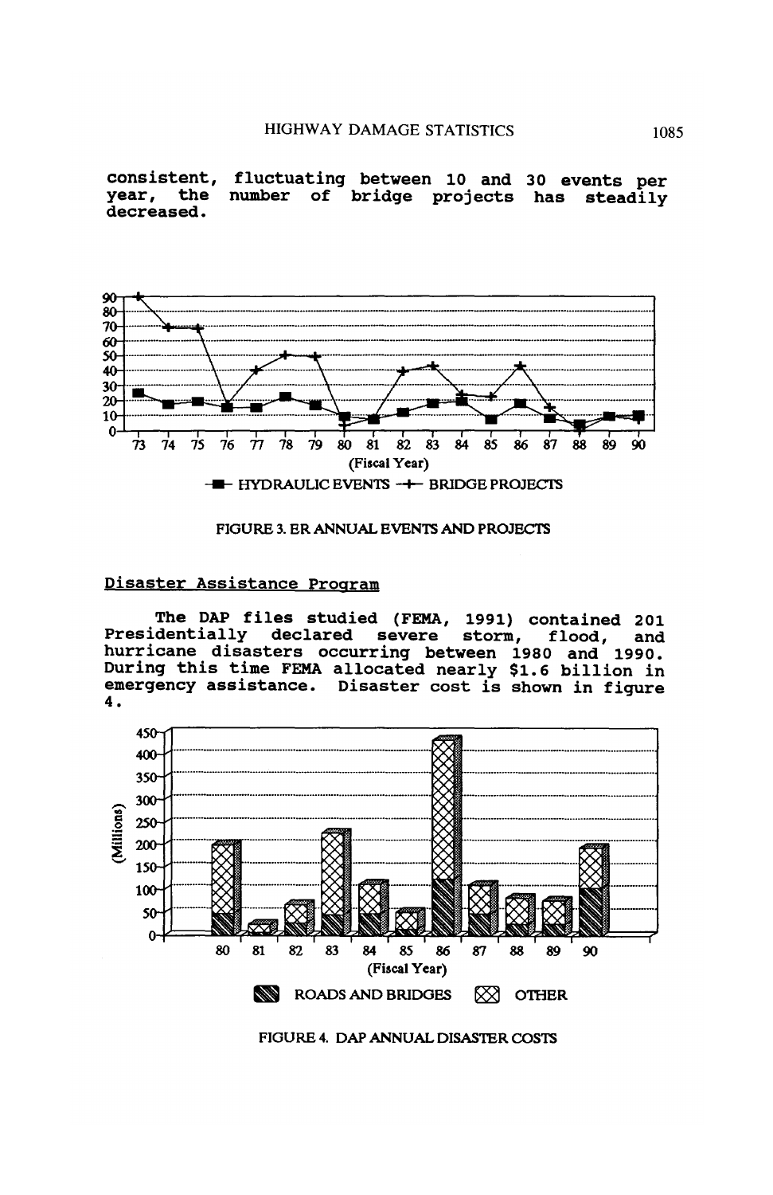consistent, fluctuating between 10 and 30 events per year, the number of bridge projects has steadily decreased.

FIGURE 3. ER ANNUAL EVENTS AND PROJECTS

## Disaster Assistance Program

The DAP files studied (FEMA, 1991) contained 201 Presidentially declared severe storm, flood, and hurricane disasters occurring between 1980 and 1990. During this time FEMA allocated nearly $1.6 billion in emergency assistance. Disaster cost is shown in figure 4.

FIGURE 4. DAP ANNUAL DISASTER COSTS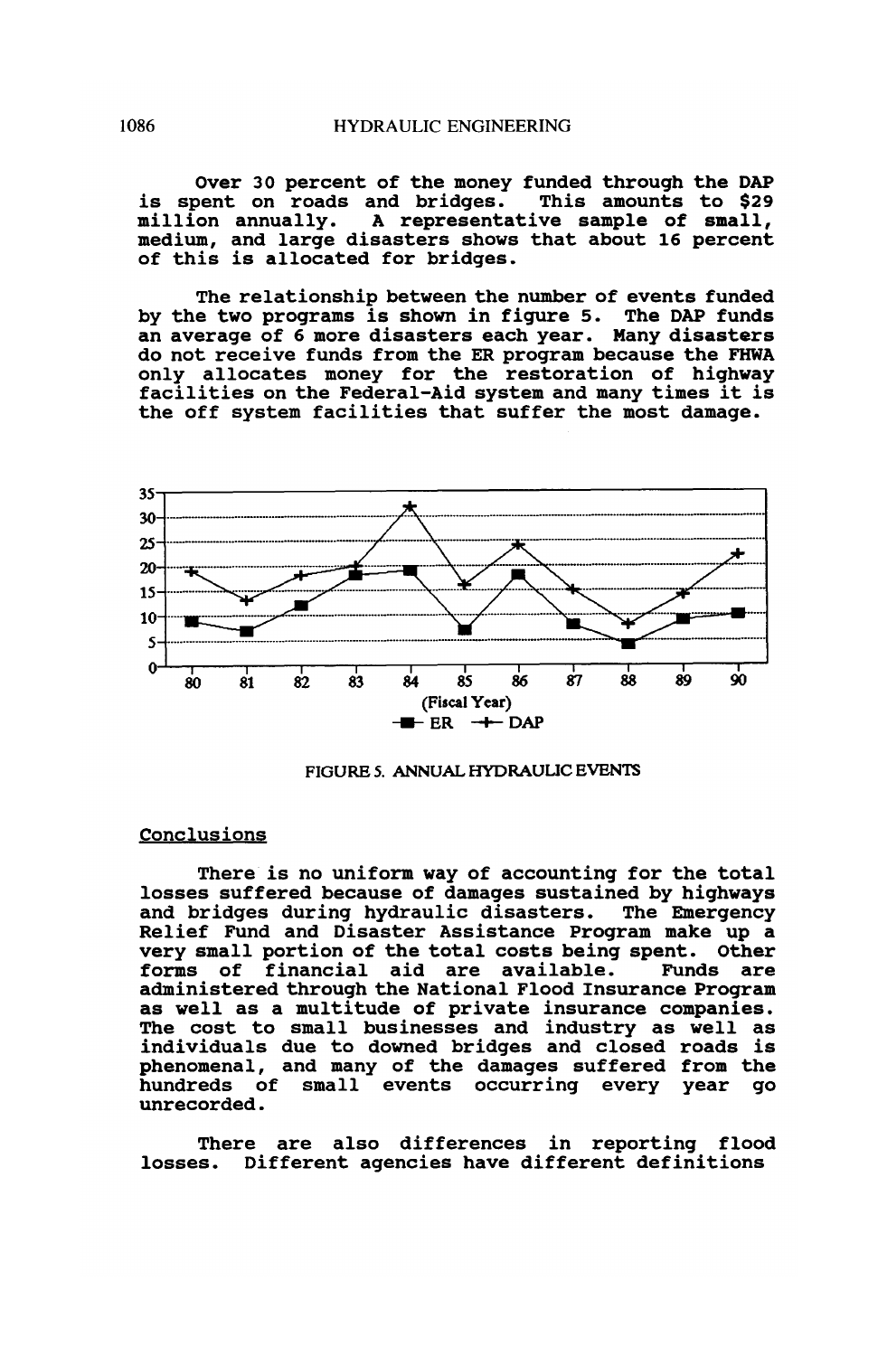Over 30 percent of the money funded through the DAP is spent on roads and bridges. This amounts to $29 million annually. A representative sample of small, medium, and large disasters shows that about 16 percent of this is allocated for bridges.

The relationship between the number of events funded by the two programs is shown in figure 5. The DAP funds an average of 6 more disasters each year. Many disasters do not receive funds from the ER program because the FHWA only allocates money for the restoration of highway facilities on the Federal-Aid system and many times it is the off system facilities that suffer the most damage.

FIGURE 5. ANNUAL HYDRAULIC EVENTS

## Conclusions

There is no uniform way of accounting for the total losses suffered because of damages sustained by highways and bridges during hydraulic disasters. The Emergency Relief Fund and Disaster Assistance Program make up a very small portion of the total costs being spent. Other forms of financial aid are available. Funds are administered through the National Flood Insurance Program as well as a multitude of private insurance companies. The cost to small businesses and industry as well as individuals due to downed bridges and closed roads is phenomenal, and many of the damages suffered from the hundreds of small events occurring every year go unrecorded.

There are also differences in reporting flood losses. Different agencies have different definitions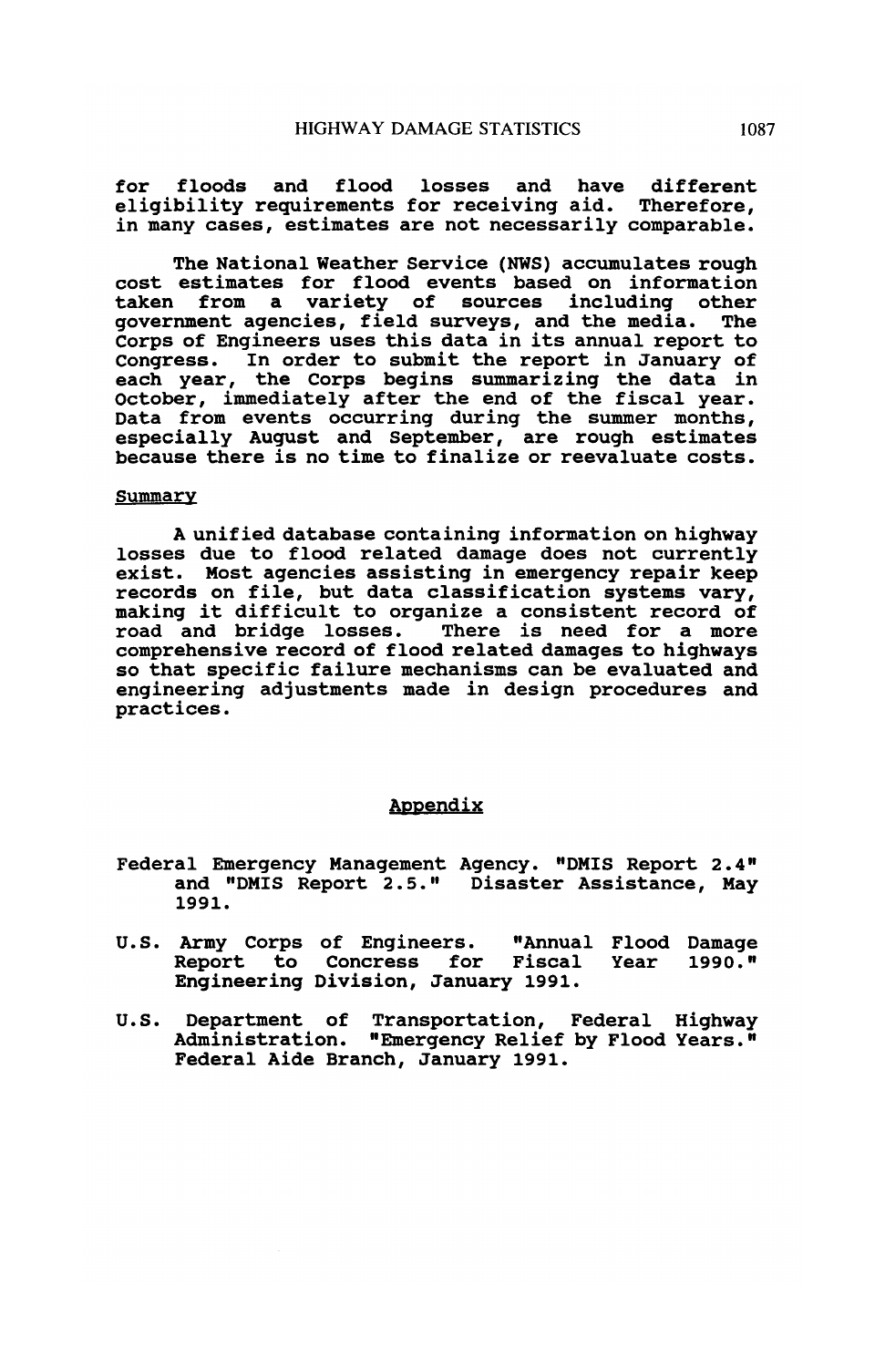for floods and flood losses and have different eligibility requirements for receiving aid. Therefore, in many cases, estimates are not necessarily comparable.

The National Weather Service (NWS) accumulates rough cost estimates for flood events based on information taken from a variety of sources including other government agencies, field surveys, and the media. The Corps of Engineers uses this data in its annual report to Congress. In order to submit the report in January of each year, the Corps begins summarizing the data in October, immediately after the end of the fiscal year. Data from events occurring during the summer months, especially August and September, are rough estimates because there is no time to finalize or reevaluate costs.

## Summary

A unified database containing information on highway losses due to flood related damage does not currently exist. Most agencies assisting in emergency repair keep records on file, but data classification systems vary, making it difficult to organize a consistent record of road and bridge losses. There is need for a more comprehensive record of flood related damages to highways so that specific failure mechanisms can be evaluated and engineering adjustments made in design procedures and practices.

## Appendix

Federal Emergency Management Agency. "DMIS Report 2.4" and "DMIS Report 2.5." Disaster Assistance, May 1991.

U.S. Army Corps of Engineers. "Annual Flood Damage Report to Concress for Fiscal Year 1990." Engineering Division, January 1991.

U.S. Department of Transportation, Federal Highway Administration. "Emergency Relief by Flood Years." Federal Aide Branch, January 1991.